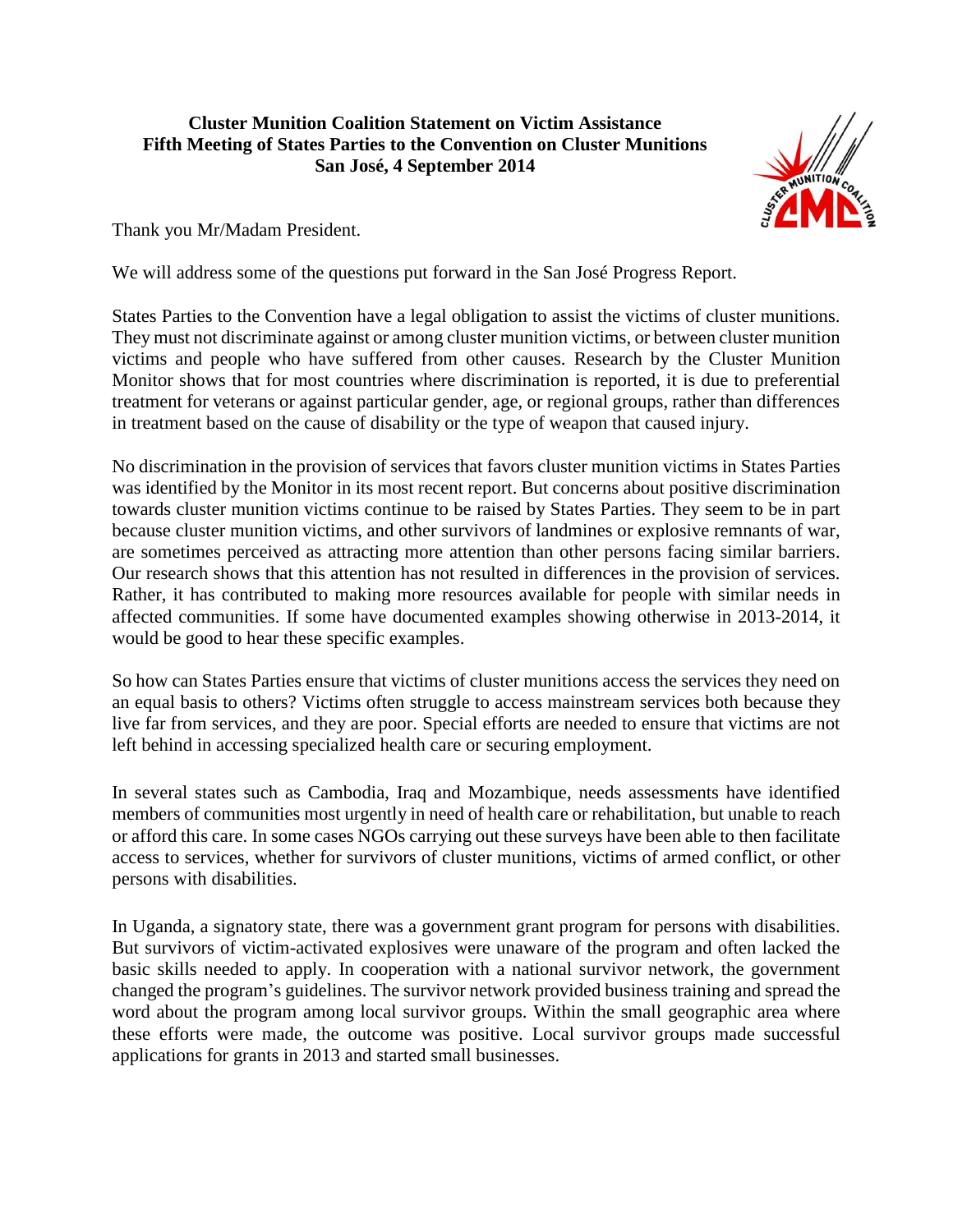**Cluster Munition Coalition Statement on Victim Assistance**
**Fifth Meeting of States Parties to the Convention on Cluster Munitions**
**San José, 4 September 2014**

Thank you Mr/Madam President.

We will address some of the questions put forward in the San José Progress Report.

States Parties to the Convention have a legal obligation to assist the victims of cluster munitions. They must not discriminate against or among cluster munition victims, or between cluster munition victims and people who have suffered from other causes. Research by the Cluster Munition Monitor shows that for most countries where discrimination is reported, it is due to preferential treatment for veterans or against particular gender, age, or regional groups, rather than differences in treatment based on the cause of disability or the type of weapon that caused injury.

No discrimination in the provision of services that favors cluster munition victims in States Parties was identified by the Monitor in its most recent report. But concerns about positive discrimination towards cluster munition victims continue to be raised by States Parties. They seem to be in part because cluster munition victims, and other survivors of landmines or explosive remnants of war, are sometimes perceived as attracting more attention than other persons facing similar barriers. Our research shows that this attention has not resulted in differences in the provision of services. Rather, it has contributed to making more resources available for people with similar needs in affected communities. If some have documented examples showing otherwise in 2013-2014, it would be good to hear these specific examples.

So how can States Parties ensure that victims of cluster munitions access the services they need on an equal basis to others? Victims often struggle to access mainstream services both because they live far from services, and they are poor. Special efforts are needed to ensure that victims are not left behind in accessing specialized health care or securing employment.

In several states such as Cambodia, Iraq and Mozambique, needs assessments have identified members of communities most urgently in need of health care or rehabilitation, but unable to reach or afford this care. In some cases NGOs carrying out these surveys have been able to then facilitate access to services, whether for survivors of cluster munitions, victims of armed conflict, or other persons with disabilities.

In Uganda, a signatory state, there was a government grant program for persons with disabilities. But survivors of victim-activated explosives were unaware of the program and often lacked the basic skills needed to apply. In cooperation with a national survivor network, the government changed the program's guidelines. The survivor network provided business training and spread the word about the program among local survivor groups. Within the small geographic area where these efforts were made, the outcome was positive. Local survivor groups made successful applications for grants in 2013 and started small businesses.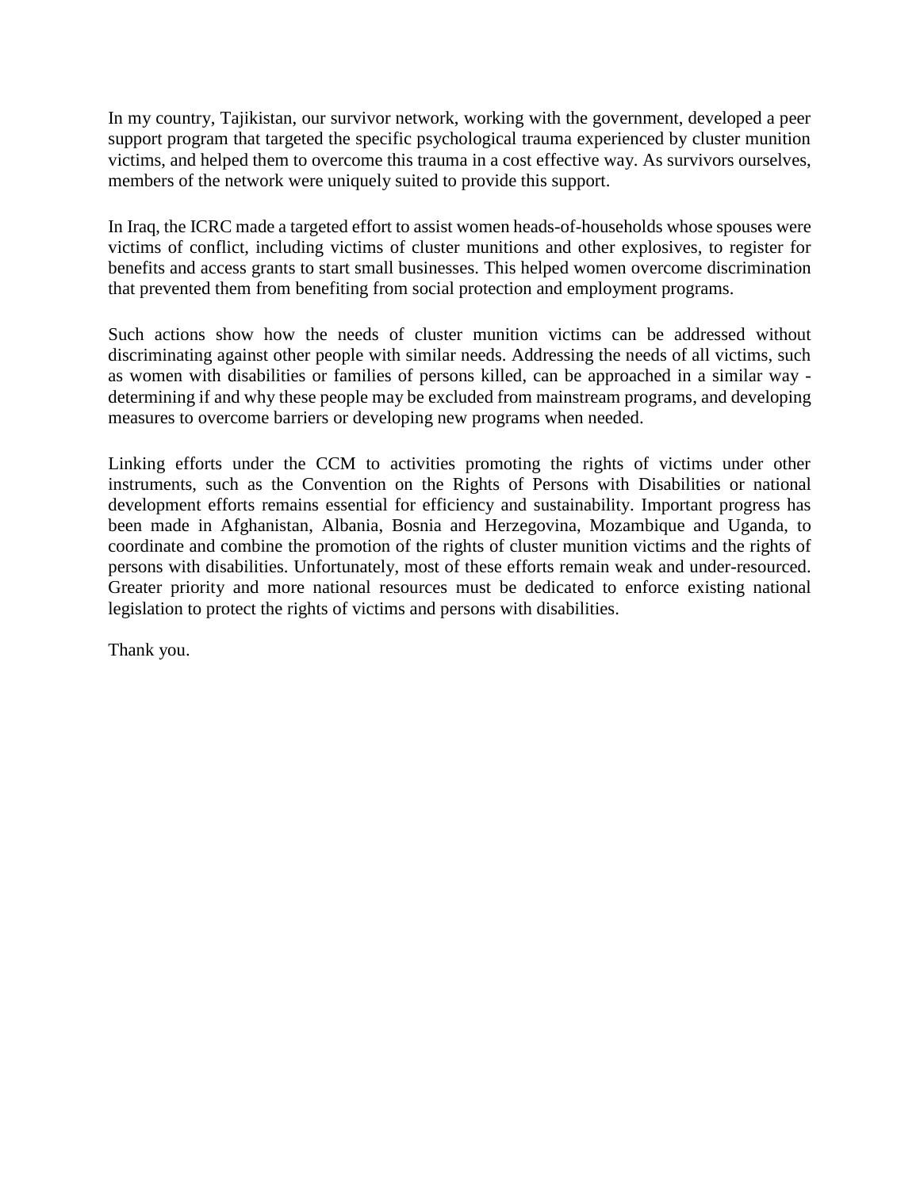In my country, Tajikistan, our survivor network, working with the government, developed a peer support program that targeted the specific psychological trauma experienced by cluster munition victims, and helped them to overcome this trauma in a cost effective way. As survivors ourselves, members of the network were uniquely suited to provide this support.

In Iraq, the ICRC made a targeted effort to assist women heads-of-households whose spouses were victims of conflict, including victims of cluster munitions and other explosives, to register for benefits and access grants to start small businesses. This helped women overcome discrimination that prevented them from benefiting from social protection and employment programs.

Such actions show how the needs of cluster munition victims can be addressed without discriminating against other people with similar needs. Addressing the needs of all victims, such as women with disabilities or families of persons killed, can be approached in a similar way - determining if and why these people may be excluded from mainstream programs, and developing measures to overcome barriers or developing new programs when needed.

Linking efforts under the CCM to activities promoting the rights of victims under other instruments, such as the Convention on the Rights of Persons with Disabilities or national development efforts remains essential for efficiency and sustainability. Important progress has been made in Afghanistan, Albania, Bosnia and Herzegovina, Mozambique and Uganda, to coordinate and combine the promotion of the rights of cluster munition victims and the rights of persons with disabilities. Unfortunately, most of these efforts remain weak and under-resourced. Greater priority and more national resources must be dedicated to enforce existing national legislation to protect the rights of victims and persons with disabilities.

Thank you.